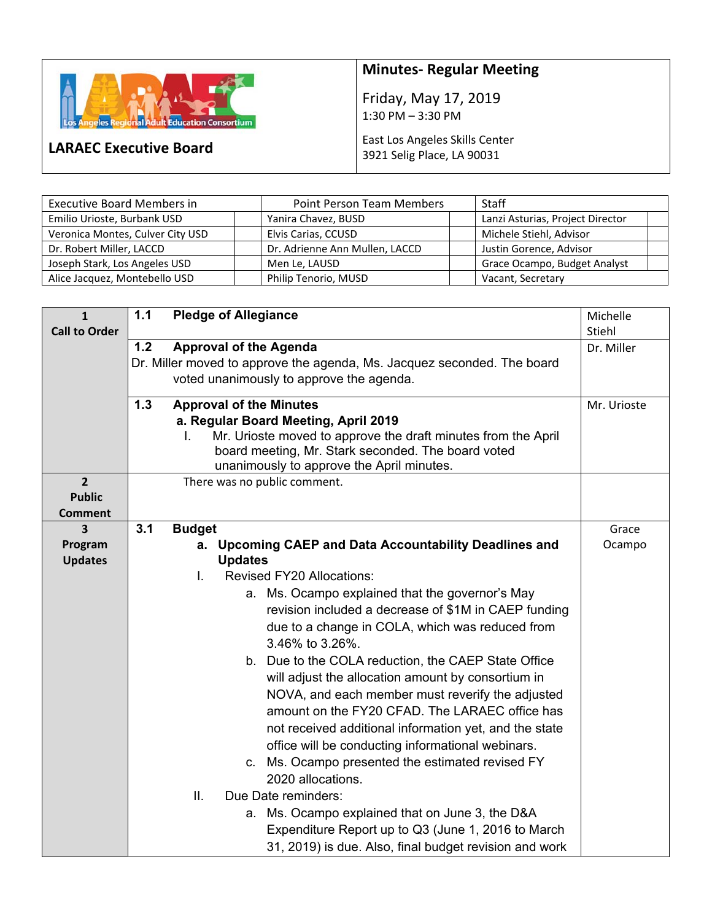# LARAEC Executive Board

Los Angeles Regional Adult Education Consortium

## Minutes- Regular Meeting

Friday, May 17, 2019
1:30 PM – 3:30 PM

East Los Angeles Skills Center
3921 Selig Place, LA 90031

| Executive Board Members in | | Point Person Team Members | | Staff | |
|---|---|---|---|---|---|
| Emilio Urioste, Burbank USD | | Yanira Chavez, BUSD | | Lanzi Asturias, Project Director | |
| Veronica Montes, Culver City USD | | Elvis Carias, CCUSD | | Michele Stiehl, Advisor | |
| Dr. Robert Miller, LACCD | | Dr. Adrienne Ann Mullen, LACCD | | Justin Gorence, Advisor | |
| Joseph Stark, Los Angeles USD | | Men Le, LAUSD | | Grace Ocampo, Budget Analyst | |
| Alice Jacquez, Montebello USD | | Philip Tenorio, MUSD | | Vacant, Secretary | |

| Section | Item | Presenter |
|---|---|---|
| **1 Call to Order** | **1.1 Pledge of Allegiance** | Michelle Stiehl |
| | **1.2 Approval of the Agenda**<br>Dr. Miller moved to approve the agenda, Ms. Jacquez seconded. The board voted unanimously to approve the agenda. | Dr. Miller |
| | **1.3 Approval of the Minutes**<br>**a. Regular Board Meeting, April 2019**<br>I. Mr. Urioste moved to approve the draft minutes from the April board meeting, Mr. Stark seconded. The board voted unanimously to approve the April minutes. | Mr. Urioste |
| **2 Public Comment** | There was no public comment. | |
| **3 Program Updates** | **3.1 Budget**<br>**a. Upcoming CAEP and Data Accountability Deadlines and Updates**<br>I. Revised FY20 Allocations:<br>a. Ms. Ocampo explained that the governor's May revision included a decrease of $1M in CAEP funding due to a change in COLA, which was reduced from 3.46% to 3.26%.<br>b. Due to the COLA reduction, the CAEP State Office will adjust the allocation amount by consortium in NOVA, and each member must reverify the adjusted amount on the FY20 CFAD. The LARAEC office has not received additional information yet, and the state office will be conducting informational webinars.<br>c. Ms. Ocampo presented the estimated revised FY 2020 allocations.<br>II. Due Date reminders:<br>a. Ms. Ocampo explained that on June 3, the D&A Expenditure Report up to Q3 (June 1, 2016 to March 31, 2019) is due. Also, final budget revision and work | Grace Ocampo |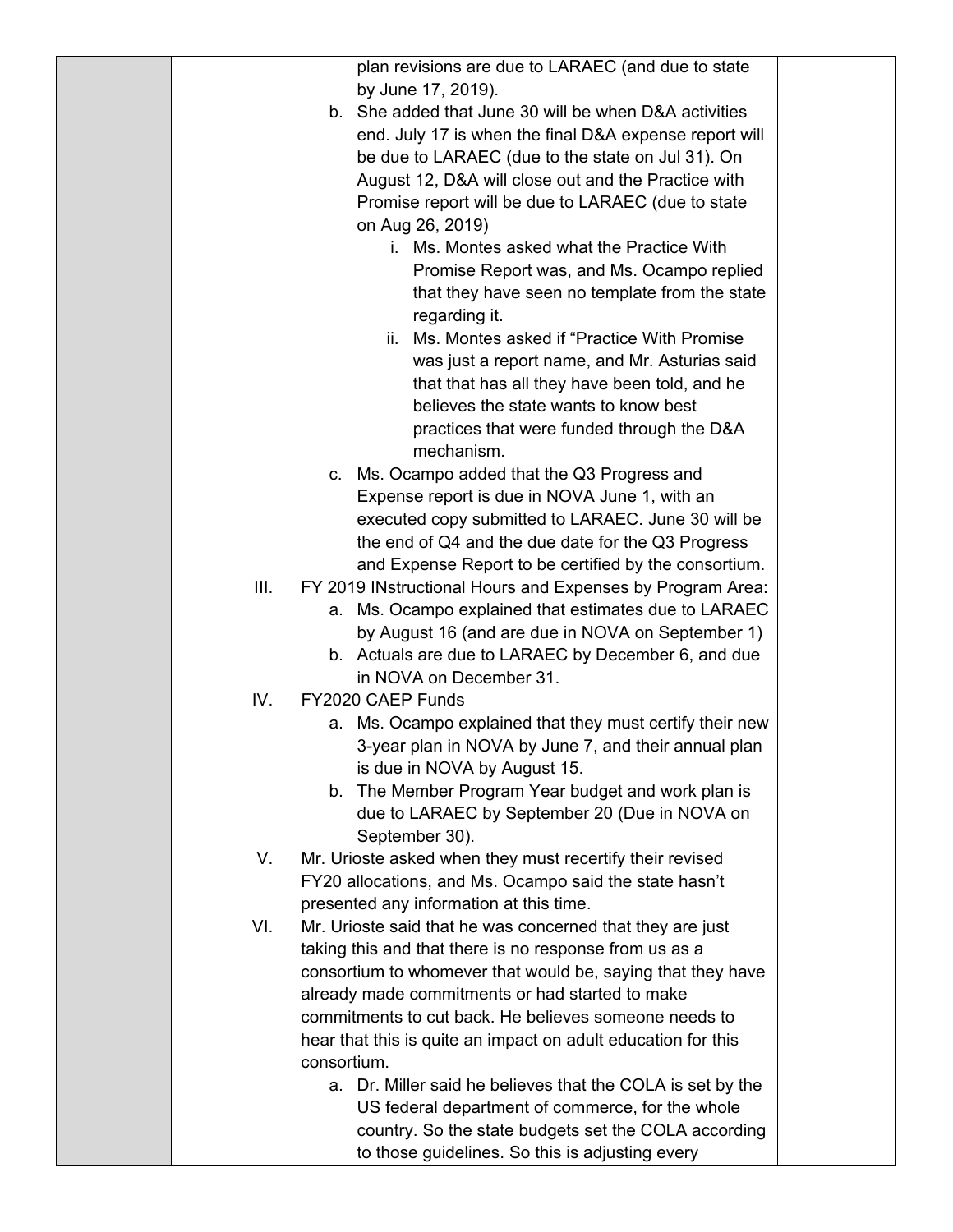plan revisions are due to LARAEC (and due to state by June 17, 2019).

b. She added that June 30 will be when D&A activities end. July 17 is when the final D&A expense report will be due to LARAEC (due to the state on Jul 31). On August 12, D&A will close out and the Practice with Promise report will be due to LARAEC (due to state on Aug 26, 2019)

   i. Ms. Montes asked what the Practice With Promise Report was, and Ms. Ocampo replied that they have seen no template from the state regarding it.

   ii. Ms. Montes asked if "Practice With Promise was just a report name, and Mr. Asturias said that that has all they have been told, and he believes the state wants to know best practices that were funded through the D&A mechanism.

c. Ms. Ocampo added that the Q3 Progress and Expense report is due in NOVA June 1, with an executed copy submitted to LARAEC. June 30 will be the end of Q4 and the due date for the Q3 Progress and Expense Report to be certified by the consortium.

III. FY 2019 INstructional Hours and Expenses by Program Area:

a. Ms. Ocampo explained that estimates due to LARAEC by August 16 (and are due in NOVA on September 1)

b. Actuals are due to LARAEC by December 6, and due in NOVA on December 31.

IV. FY2020 CAEP Funds

a. Ms. Ocampo explained that they must certify their new 3-year plan in NOVA by June 7, and their annual plan is due in NOVA by August 15.

b. The Member Program Year budget and work plan is due to LARAEC by September 20 (Due in NOVA on September 30).

V. Mr. Urioste asked when they must recertify their revised FY20 allocations, and Ms. Ocampo said the state hasn't presented any information at this time.

VI. Mr. Urioste said that he was concerned that they are just taking this and that there is no response from us as a consortium to whomever that would be, saying that they have already made commitments or had started to make commitments to cut back. He believes someone needs to hear that this is quite an impact on adult education for this consortium.

a. Dr. Miller said he believes that the COLA is set by the US federal department of commerce, for the whole country. So the state budgets set the COLA according to those guidelines. So this is adjusting every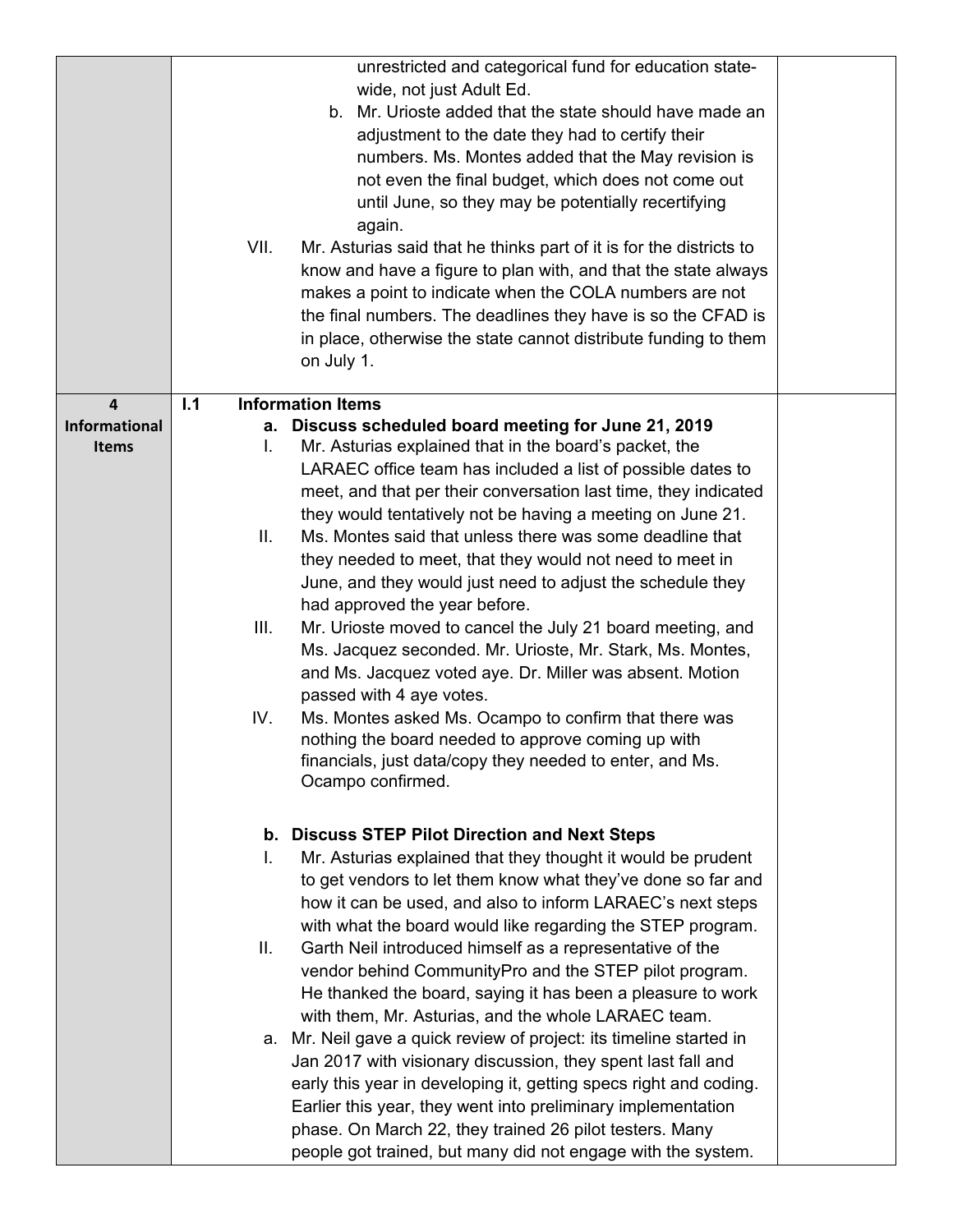| | | |
|---|---|---|
| | unrestricted and categorical fund for education state-wide, not just Adult Ed.<br>b. Mr. Urioste added that the state should have made an adjustment to the date they had to certify their numbers. Ms. Montes added that the May revision is not even the final budget, which does not come out until June, so they may be potentially recertifying again.<br>VII. Mr. Asturias said that he thinks part of it is for the districts to know and have a figure to plan with, and that the state always makes a point to indicate when the COLA numbers are not the final numbers. The deadlines they have is so the CFAD is in place, otherwise the state cannot distribute funding to them on July 1. | |
| **4 Informational Items** | **I.1 Information Items**<br>**a. Discuss scheduled board meeting for June 21, 2019**<br>I. Mr. Asturias explained that in the board's packet, the LARAEC office team has included a list of possible dates to meet, and that per their conversation last time, they indicated they would tentatively not be having a meeting on June 21.<br>II. Ms. Montes said that unless there was some deadline that they needed to meet, that they would not need to meet in June, and they would just need to adjust the schedule they had approved the year before.<br>III. Mr. Urioste moved to cancel the July 21 board meeting, and Ms. Jacquez seconded. Mr. Urioste, Mr. Stark, Ms. Montes, and Ms. Jacquez voted aye. Dr. Miller was absent. Motion passed with 4 aye votes.<br>IV. Ms. Montes asked Ms. Ocampo to confirm that there was nothing the board needed to approve coming up with financials, just data/copy they needed to enter, and Ms. Ocampo confirmed.<br><br>**b. Discuss STEP Pilot Direction and Next Steps**<br>I. Mr. Asturias explained that they thought it would be prudent to get vendors to let them know what they've done so far and how it can be used, and also to inform LARAEC's next steps with what the board would like regarding the STEP program.<br>II. Garth Neil introduced himself as a representative of the vendor behind CommunityPro and the STEP pilot program. He thanked the board, saying it has been a pleasure to work with them, Mr. Asturias, and the whole LARAEC team.<br>a. Mr. Neil gave a quick review of project: its timeline started in Jan 2017 with visionary discussion, they spent last fall and early this year in developing it, getting specs right and coding. Earlier this year, they went into preliminary implementation phase. On March 22, they trained 26 pilot testers. Many people got trained, but many did not engage with the system. | |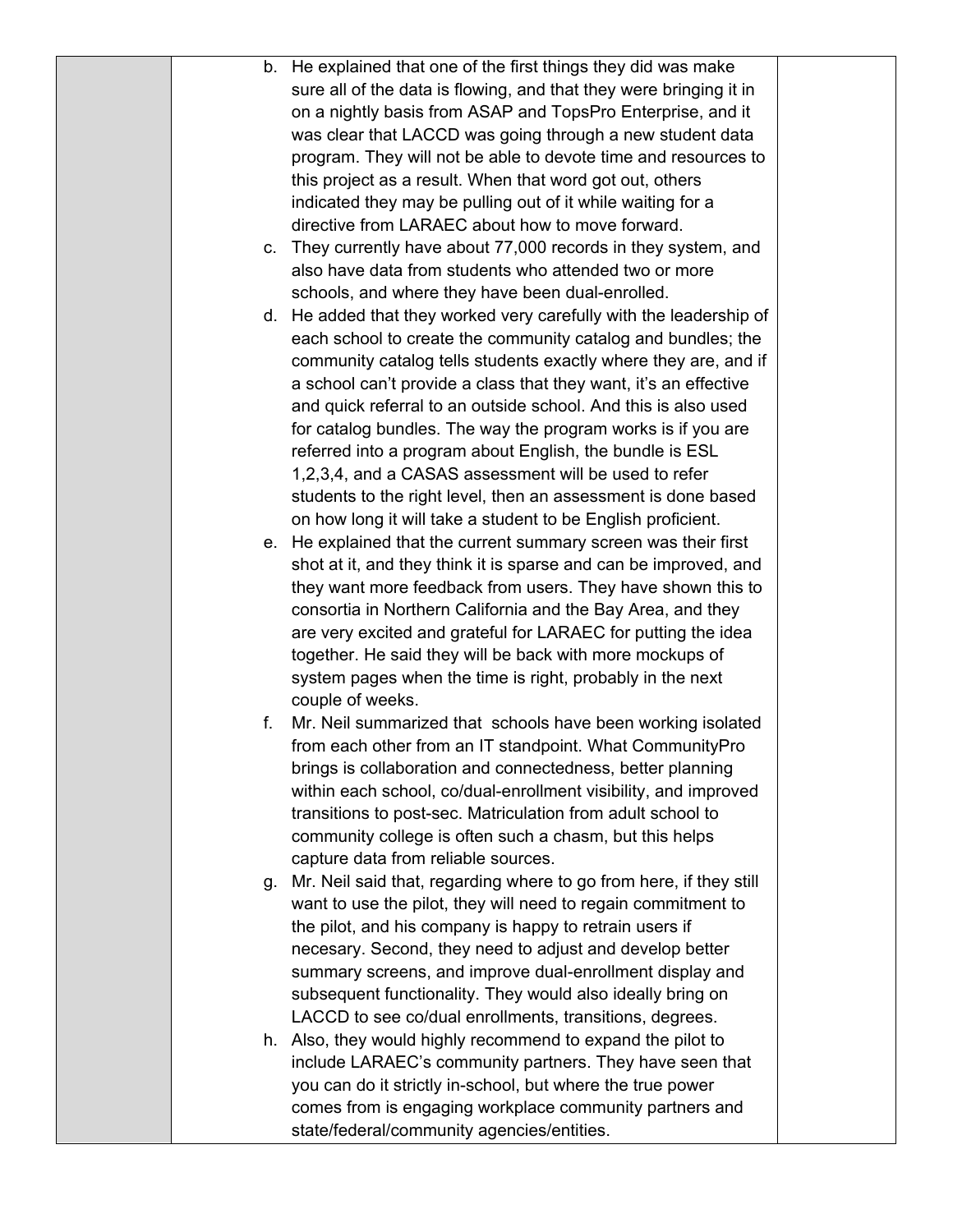|  |  |  |
| --- | --- | --- |
|  | b. He explained that one of the first things they did was make sure all of the data is flowing, and that they were bringing it in on a nightly basis from ASAP and TopsPro Enterprise, and it was clear that LACCD was going through a new student data program. They will not be able to devote time and resources to this project as a result. When that word got out, others indicated they may be pulling out of it while waiting for a directive from LARAEC about how to move forward.<br>c. They currently have about 77,000 records in they system, and also have data from students who attended two or more schools, and where they have been dual-enrolled.<br>d. He added that they worked very carefully with the leadership of each school to create the community catalog and bundles; the community catalog tells students exactly where they are, and if a school can't provide a class that they want, it's an effective and quick referral to an outside school. And this is also used for catalog bundles. The way the program works is if you are referred into a program about English, the bundle is ESL 1,2,3,4, and a CASAS assessment will be used to refer students to the right level, then an assessment is done based on how long it will take a student to be English proficient.<br>e. He explained that the current summary screen was their first shot at it, and they think it is sparse and can be improved, and they want more feedback from users. They have shown this to consortia in Northern California and the Bay Area, and they are very excited and grateful for LARAEC for putting the idea together. He said they will be back with more mockups of system pages when the time is right, probably in the next couple of weeks.<br>f. Mr. Neil summarized that schools have been working isolated from each other from an IT standpoint. What CommunityPro brings is collaboration and connectedness, better planning within each school, co/dual-enrollment visibility, and improved transitions to post-sec. Matriculation from adult school to community college is often such a chasm, but this helps capture data from reliable sources.<br>g. Mr. Neil said that, regarding where to go from here, if they still want to use the pilot, they will need to regain commitment to the pilot, and his company is happy to retrain users if necesary. Second, they need to adjust and develop better summary screens, and improve dual-enrollment display and subsequent functionality. They would also ideally bring on LACCD to see co/dual enrollments, transitions, degrees.<br>h. Also, they would highly recommend to expand the pilot to include LARAEC's community partners. They have seen that you can do it strictly in-school, but where the true power comes from is engaging workplace community partners and state/federal/community agencies/entities. |  |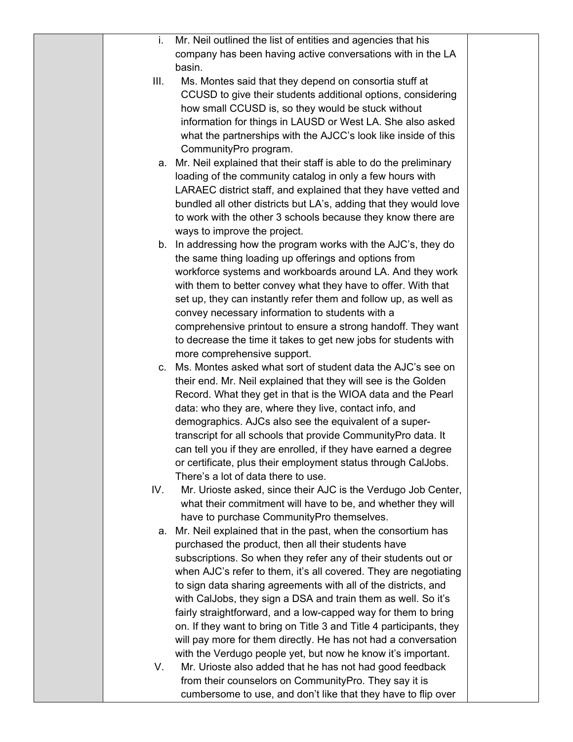i. Mr. Neil outlined the list of entities and agencies that his company has been having active conversations with in the LA basin.

III. Ms. Montes said that they depend on consortia stuff at CCUSD to give their students additional options, considering how small CCUSD is, so they would be stuck without information for things in LAUSD or West LA. She also asked what the partnerships with the AJCC's look like inside of this CommunityPro program.

a. Mr. Neil explained that their staff is able to do the preliminary loading of the community catalog in only a few hours with LARAEC district staff, and explained that they have vetted and bundled all other districts but LA's, adding that they would love to work with the other 3 schools because they know there are ways to improve the project.

b. In addressing how the program works with the AJC's, they do the same thing loading up offerings and options from workforce systems and workboards around LA. And they work with them to better convey what they have to offer. With that set up, they can instantly refer them and follow up, as well as convey necessary information to students with a comprehensive printout to ensure a strong handoff. They want to decrease the time it takes to get new jobs for students with more comprehensive support.

c. Ms. Montes asked what sort of student data the AJC's see on their end. Mr. Neil explained that they will see is the Golden Record. What they get in that is the WIOA data and the Pearl data: who they are, where they live, contact info, and demographics. AJCs also see the equivalent of a super-transcript for all schools that provide CommunityPro data. It can tell you if they are enrolled, if they have earned a degree or certificate, plus their employment status through CalJobs. There's a lot of data there to use.

IV. Mr. Urioste asked, since their AJC is the Verdugo Job Center, what their commitment will have to be, and whether they will have to purchase CommunityPro themselves.

a. Mr. Neil explained that in the past, when the consortium has purchased the product, then all their students have subscriptions. So when they refer any of their students out or when AJC's refer to them, it's all covered. They are negotiating to sign data sharing agreements with all of the districts, and with CalJobs, they sign a DSA and train them as well. So it's fairly straightforward, and a low-capped way for them to bring on. If they want to bring on Title 3 and Title 4 participants, they will pay more for them directly. He has not had a conversation with the Verdugo people yet, but now he know it's important.

V. Mr. Urioste also added that he has not had good feedback from their counselors on CommunityPro. They say it is cumbersome to use, and don't like that they have to flip over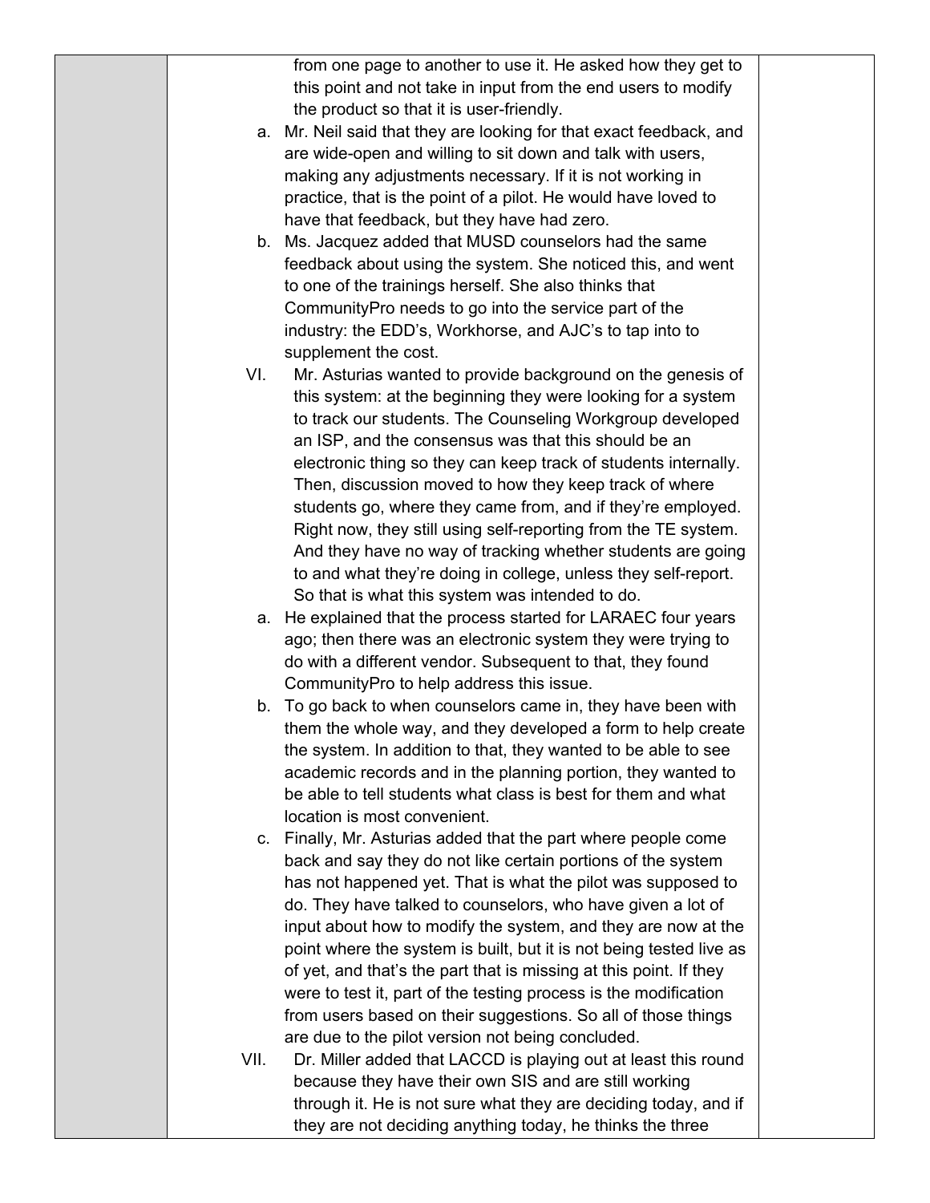from one page to another to use it. He asked how they get to this point and not take in input from the end users to modify the product so that it is user-friendly.

a. Mr. Neil said that they are looking for that exact feedback, and are wide-open and willing to sit down and talk with users, making any adjustments necessary. If it is not working in practice, that is the point of a pilot. He would have loved to have that feedback, but they have had zero.

b. Ms. Jacquez added that MUSD counselors had the same feedback about using the system. She noticed this, and went to one of the trainings herself. She also thinks that CommunityPro needs to go into the service part of the industry: the EDD's, Workhorse, and AJC's to tap into to supplement the cost.

VI. Mr. Asturias wanted to provide background on the genesis of this system: at the beginning they were looking for a system to track our students. The Counseling Workgroup developed an ISP, and the consensus was that this should be an electronic thing so they can keep track of students internally. Then, discussion moved to how they keep track of where students go, where they came from, and if they're employed. Right now, they still using self-reporting from the TE system. And they have no way of tracking whether students are going to and what they're doing in college, unless they self-report. So that is what this system was intended to do.

a. He explained that the process started for LARAEC four years ago; then there was an electronic system they were trying to do with a different vendor. Subsequent to that, they found CommunityPro to help address this issue.

b. To go back to when counselors came in, they have been with them the whole way, and they developed a form to help create the system. In addition to that, they wanted to be able to see academic records and in the planning portion, they wanted to be able to tell students what class is best for them and what location is most convenient.

c. Finally, Mr. Asturias added that the part where people come back and say they do not like certain portions of the system has not happened yet. That is what the pilot was supposed to do. They have talked to counselors, who have given a lot of input about how to modify the system, and they are now at the point where the system is built, but it is not being tested live as of yet, and that's the part that is missing at this point. If they were to test it, part of the testing process is the modification from users based on their suggestions. So all of those things are due to the pilot version not being concluded.

VII. Dr. Miller added that LACCD is playing out at least this round because they have their own SIS and are still working through it. He is not sure what they are deciding today, and if they are not deciding anything today, he thinks the three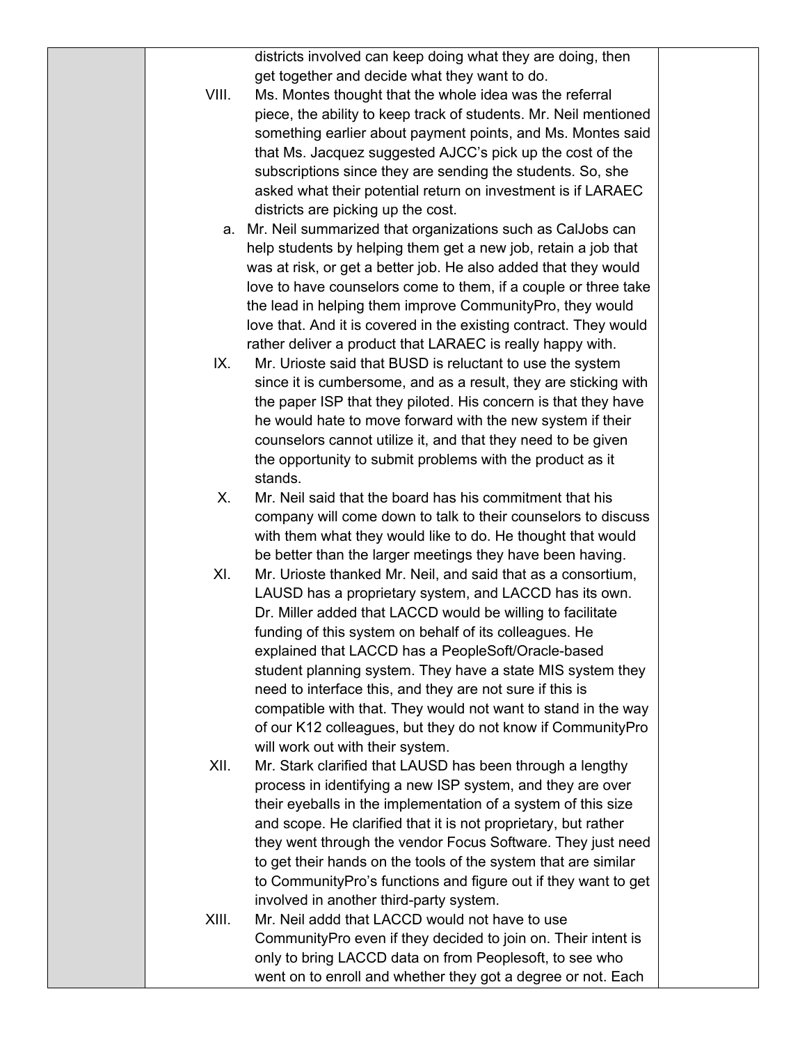districts involved can keep doing what they are doing, then get together and decide what they want to do.

VIII. Ms. Montes thought that the whole idea was the referral piece, the ability to keep track of students. Mr. Neil mentioned something earlier about payment points, and Ms. Montes said that Ms. Jacquez suggested AJCC's pick up the cost of the subscriptions since they are sending the students. So, she asked what their potential return on investment is if LARAEC districts are picking up the cost.

   a. Mr. Neil summarized that organizations such as CalJobs can help students by helping them get a new job, retain a job that was at risk, or get a better job. He also added that they would love to have counselors come to them, if a couple or three take the lead in helping them improve CommunityPro, they would love that. And it is covered in the existing contract. They would rather deliver a product that LARAEC is really happy with.

IX. Mr. Urioste said that BUSD is reluctant to use the system since it is cumbersome, and as a result, they are sticking with the paper ISP that they piloted. His concern is that they have he would hate to move forward with the new system if their counselors cannot utilize it, and that they need to be given the opportunity to submit problems with the product as it stands.

X. Mr. Neil said that the board has his commitment that his company will come down to talk to their counselors to discuss with them what they would like to do. He thought that would be better than the larger meetings they have been having.

XI. Mr. Urioste thanked Mr. Neil, and said that as a consortium, LAUSD has a proprietary system, and LACCD has its own. Dr. Miller added that LACCD would be willing to facilitate funding of this system on behalf of its colleagues. He explained that LACCD has a PeopleSoft/Oracle-based student planning system. They have a state MIS system they need to interface this, and they are not sure if this is compatible with that. They would not want to stand in the way of our K12 colleagues, but they do not know if CommunityPro will work out with their system.

XII. Mr. Stark clarified that LAUSD has been through a lengthy process in identifying a new ISP system, and they are over their eyeballs in the implementation of a system of this size and scope. He clarified that it is not proprietary, but rather they went through the vendor Focus Software. They just need to get their hands on the tools of the system that are similar to CommunityPro's functions and figure out if they want to get involved in another third-party system.

XIII. Mr. Neil addd that LACCD would not have to use CommunityPro even if they decided to join on. Their intent is only to bring LACCD data on from Peoplesoft, to see who went on to enroll and whether they got a degree or not. Each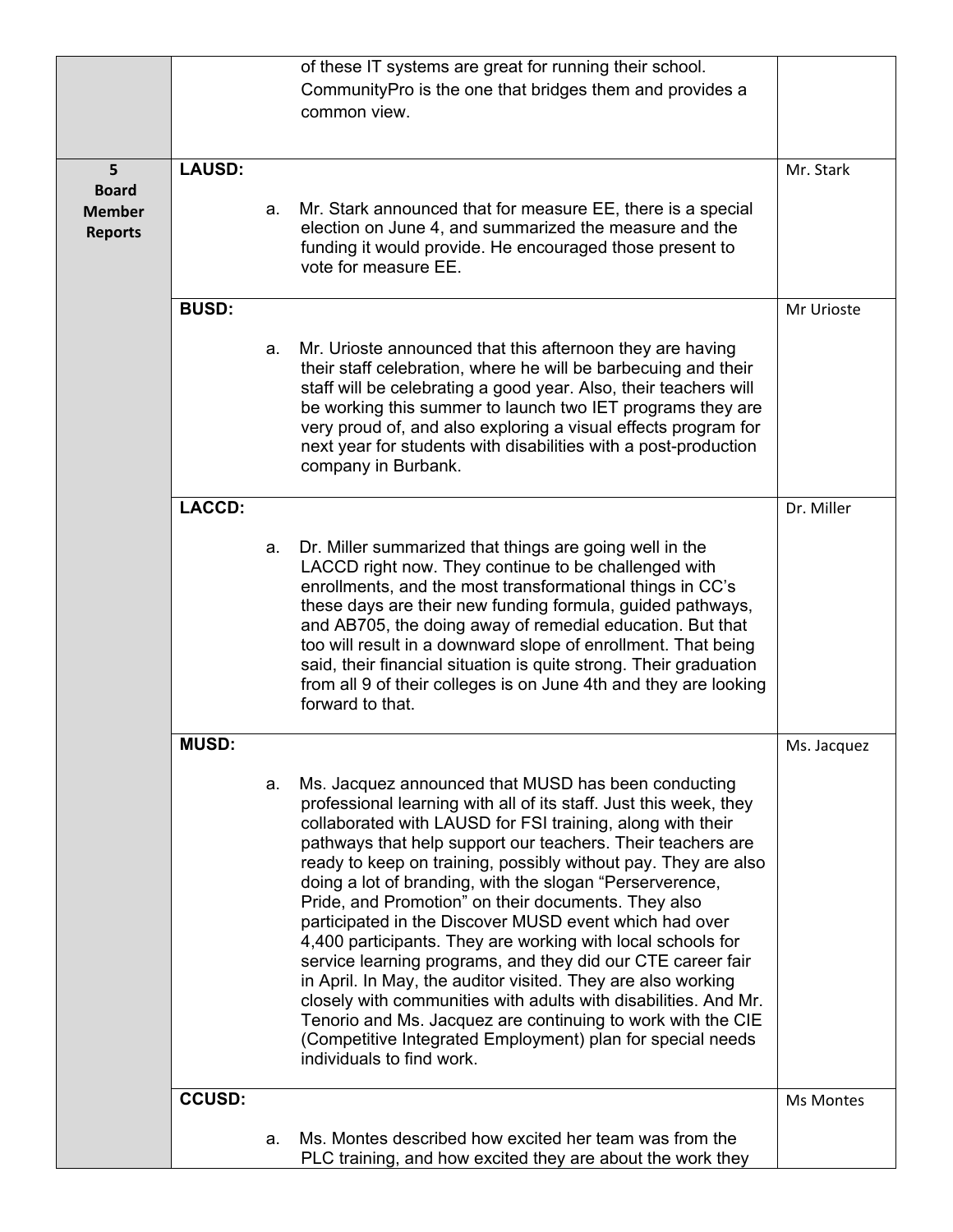| | | |
|---|---|---|
| | of these IT systems are great for running their school. CommunityPro is the one that bridges them and provides a common view. | |
| **5 Board Member Reports** | **LAUSD:**<br><br>a. Mr. Stark announced that for measure EE, there is a special election on June 4, and summarized the measure and the funding it would provide. He encouraged those present to vote for measure EE. | Mr. Stark |
| | **BUSD:**<br><br>a. Mr. Urioste announced that this afternoon they are having their staff celebration, where he will be barbecuing and their staff will be celebrating a good year. Also, their teachers will be working this summer to launch two IET programs they are very proud of, and also exploring a visual effects program for next year for students with disabilities with a post-production company in Burbank. | Mr Urioste |
| | **LACCD:**<br><br>a. Dr. Miller summarized that things are going well in the LACCD right now. They continue to be challenged with enrollments, and the most transformational things in CC's these days are their new funding formula, guided pathways, and AB705, the doing away of remedial education. But that too will result in a downward slope of enrollment. That being said, their financial situation is quite strong. Their graduation from all 9 of their colleges is on June 4th and they are looking forward to that. | Dr. Miller |
| | **MUSD:**<br><br>a. Ms. Jacquez announced that MUSD has been conducting professional learning with all of its staff. Just this week, they collaborated with LAUSD for FSI training, along with their pathways that help support our teachers. Their teachers are ready to keep on training, possibly without pay. They are also doing a lot of branding, with the slogan "Perserverence, Pride, and Promotion" on their documents. They also participated in the Discover MUSD event which had over 4,400 participants. They are working with local schools for service learning programs, and they did our CTE career fair in April. In May, the auditor visited. They are also working closely with communities with adults with disabilities. And Mr. Tenorio and Ms. Jacquez are continuing to work with the CIE (Competitive Integrated Employment) plan for special needs individuals to find work. | Ms. Jacquez |
| | **CCUSD:**<br><br>a. Ms. Montes described how excited her team was from the PLC training, and how excited they are about the work they | Ms Montes |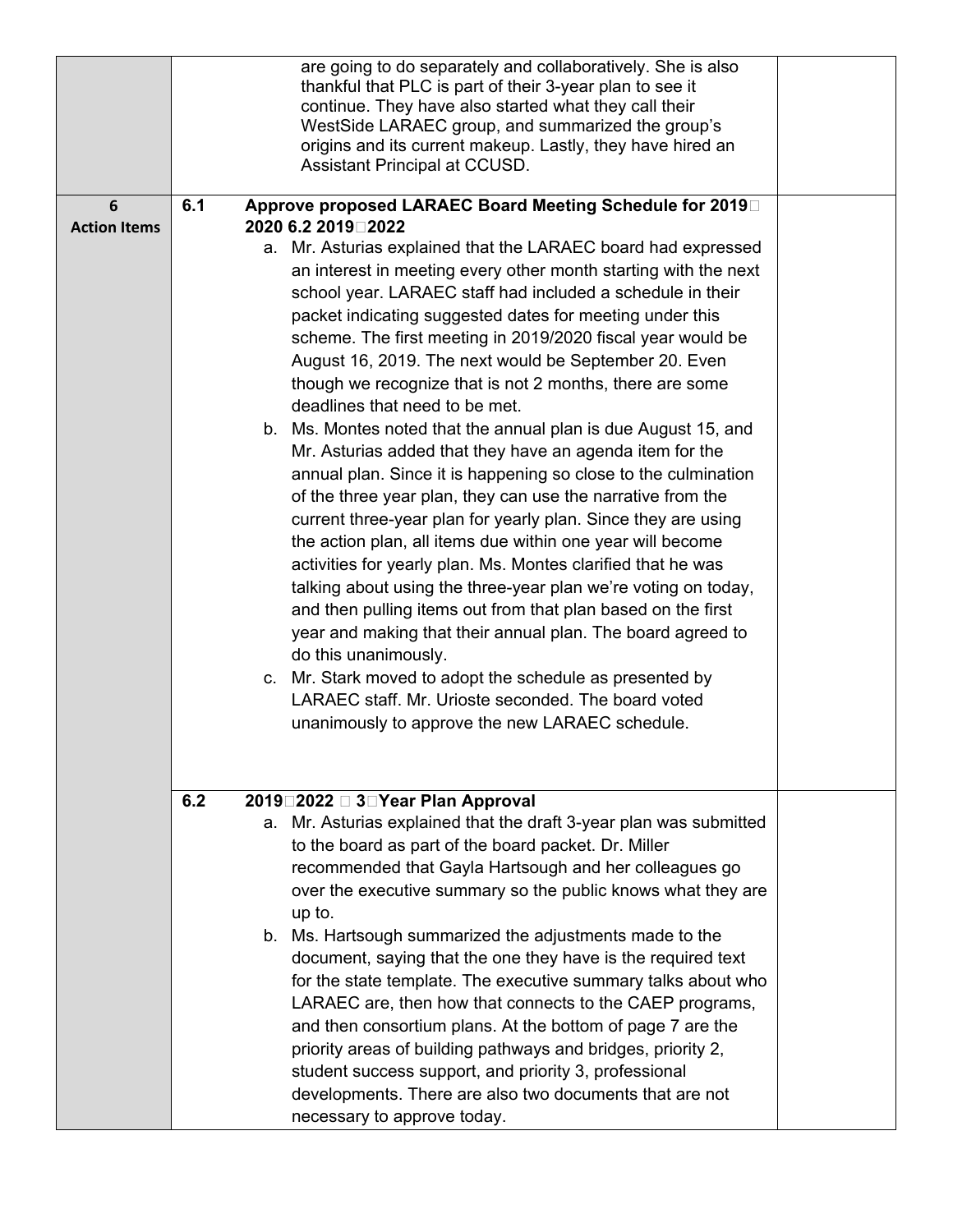| | | |
|---|---|---|
| | are going to do separately and collaboratively. She is also thankful that PLC is part of their 3-year plan to see it continue. They have also started what they call their WestSide LARAEC group, and summarized the group's origins and its current makeup. Lastly, they have hired an Assistant Principal at CCUSD. | |
| **6 Action Items** | **6.1 Approve proposed LARAEC Board Meeting Schedule for 2019 2020 6.2 2019 2022**<br>a. Mr. Asturias explained that the LARAEC board had expressed an interest in meeting every other month starting with the next school year. LARAEC staff had included a schedule in their packet indicating suggested dates for meeting under this scheme. The first meeting in 2019/2020 fiscal year would be August 16, 2019. The next would be September 20. Even though we recognize that is not 2 months, there are some deadlines that need to be met.<br>b. Ms. Montes noted that the annual plan is due August 15, and Mr. Asturias added that they have an agenda item for the annual plan. Since it is happening so close to the culmination of the three year plan, they can use the narrative from the current three-year plan for yearly plan. Since they are using the action plan, all items due within one year will become activities for yearly plan. Ms. Montes clarified that he was talking about using the three-year plan we're voting on today, and then pulling items out from that plan based on the first year and making that their annual plan. The board agreed to do this unanimously.<br>c. Mr. Stark moved to adopt the schedule as presented by LARAEC staff. Mr. Urioste seconded. The board voted unanimously to approve the new LARAEC schedule. | |
| | **6.2 2019 2022 3 Year Plan Approval**<br>a. Mr. Asturias explained that the draft 3-year plan was submitted to the board as part of the board packet. Dr. Miller recommended that Gayla Hartsough and her colleagues go over the executive summary so the public knows what they are up to.<br>b. Ms. Hartsough summarized the adjustments made to the document, saying that the one they have is the required text for the state template. The executive summary talks about who LARAEC are, then how that connects to the CAEP programs, and then consortium plans. At the bottom of page 7 are the priority areas of building pathways and bridges, priority 2, student success support, and priority 3, professional developments. There are also two documents that are not necessary to approve today. | |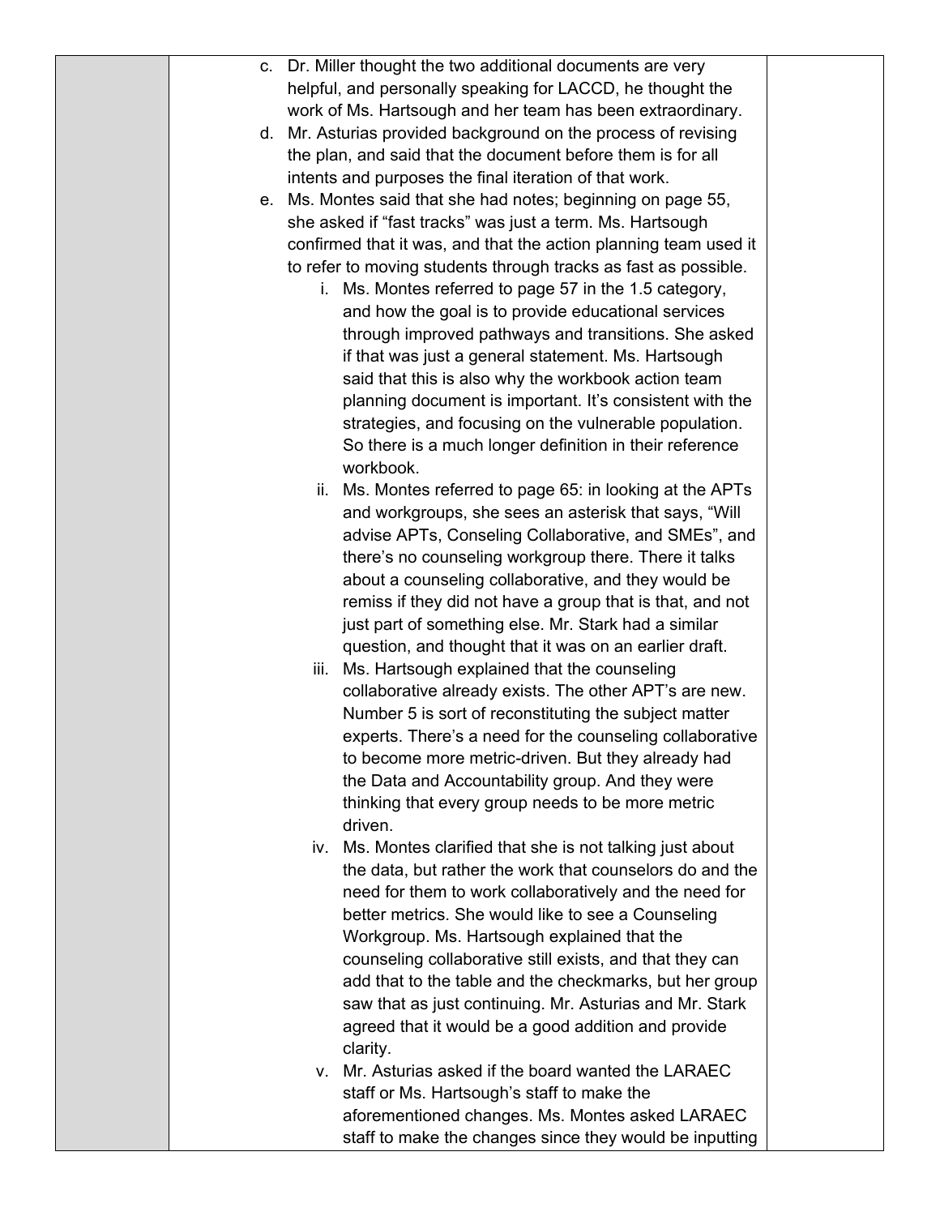c. Dr. Miller thought the two additional documents are very helpful, and personally speaking for LACCD, he thought the work of Ms. Hartsough and her team has been extraordinary.

d. Mr. Asturias provided background on the process of revising the plan, and said that the document before them is for all intents and purposes the final iteration of that work.

e. Ms. Montes said that she had notes; beginning on page 55, she asked if "fast tracks" was just a term. Ms. Hartsough confirmed that it was, and that the action planning team used it to refer to moving students through tracks as fast as possible.

   i. Ms. Montes referred to page 57 in the 1.5 category, and how the goal is to provide educational services through improved pathways and transitions. She asked if that was just a general statement. Ms. Hartsough said that this is also why the workbook action team planning document is important. It's consistent with the strategies, and focusing on the vulnerable population. So there is a much longer definition in their reference workbook.

   ii. Ms. Montes referred to page 65: in looking at the APTs and workgroups, she sees an asterisk that says, "Will advise APTs, Conseling Collaborative, and SMEs", and there's no counseling workgroup there. There it talks about a counseling collaborative, and they would be remiss if they did not have a group that is that, and not just part of something else. Mr. Stark had a similar question, and thought that it was on an earlier draft.

   iii. Ms. Hartsough explained that the counseling collaborative already exists. The other APT's are new. Number 5 is sort of reconstituting the subject matter experts. There's a need for the counseling collaborative to become more metric-driven. But they already had the Data and Accountability group. And they were thinking that every group needs to be more metric driven.

   iv. Ms. Montes clarified that she is not talking just about the data, but rather the work that counselors do and the need for them to work collaboratively and the need for better metrics. She would like to see a Counseling Workgroup. Ms. Hartsough explained that the counseling collaborative still exists, and that they can add that to the table and the checkmarks, but her group saw that as just continuing. Mr. Asturias and Mr. Stark agreed that it would be a good addition and provide clarity.

   v. Mr. Asturias asked if the board wanted the LARAEC staff or Ms. Hartsough's staff to make the aforementioned changes. Ms. Montes asked LARAEC staff to make the changes since they would be inputting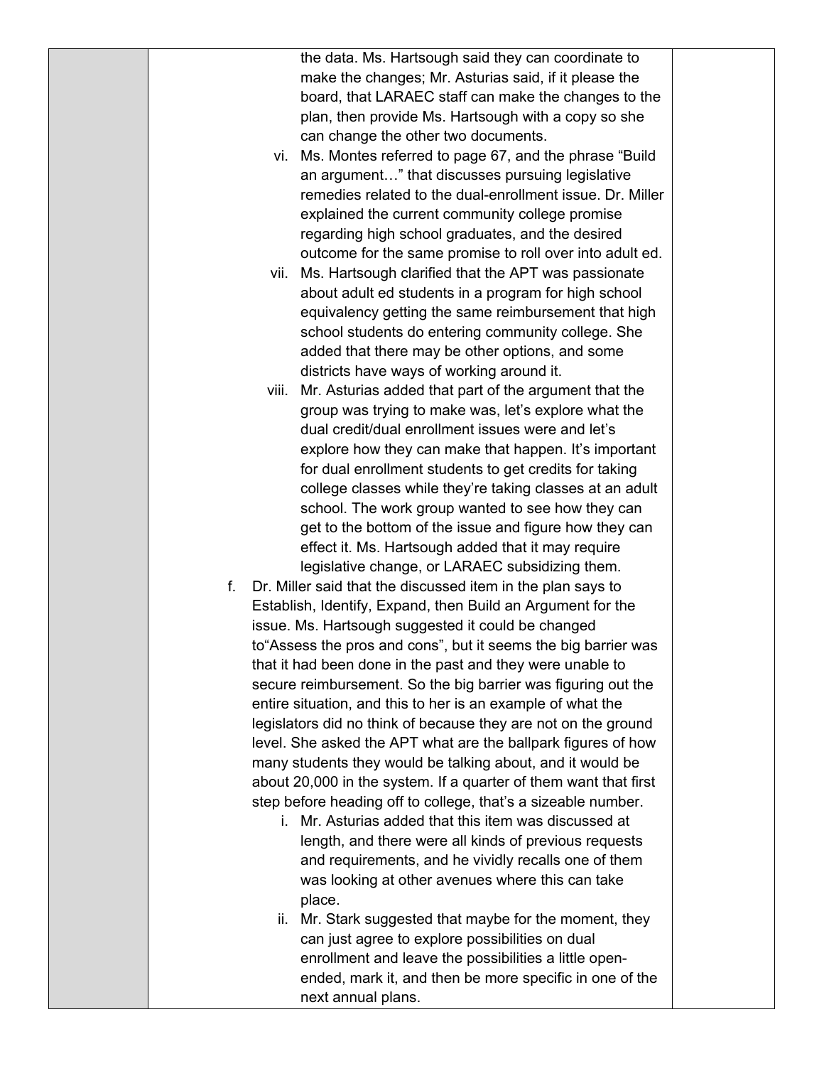the data. Ms. Hartsough said they can coordinate to make the changes; Mr. Asturias said, if it please the board, that LARAEC staff can make the changes to the plan, then provide Ms. Hartsough with a copy so she can change the other two documents.

vi. Ms. Montes referred to page 67, and the phrase "Build an argument…" that discusses pursuing legislative remedies related to the dual-enrollment issue. Dr. Miller explained the current community college promise regarding high school graduates, and the desired outcome for the same promise to roll over into adult ed.

vii. Ms. Hartsough clarified that the APT was passionate about adult ed students in a program for high school equivalency getting the same reimbursement that high school students do entering community college. She added that there may be other options, and some districts have ways of working around it.

viii. Mr. Asturias added that part of the argument that the group was trying to make was, let's explore what the dual credit/dual enrollment issues were and let's explore how they can make that happen. It's important for dual enrollment students to get credits for taking college classes while they're taking classes at an adult school. The work group wanted to see how they can get to the bottom of the issue and figure how they can effect it. Ms. Hartsough added that it may require legislative change, or LARAEC subsidizing them.

f. Dr. Miller said that the discussed item in the plan says to Establish, Identify, Expand, then Build an Argument for the issue. Ms. Hartsough suggested it could be changed to"Assess the pros and cons", but it seems the big barrier was that it had been done in the past and they were unable to secure reimbursement. So the big barrier was figuring out the entire situation, and this to her is an example of what the legislators did no think of because they are not on the ground level. She asked the APT what are the ballpark figures of how many students they would be talking about, and it would be about 20,000 in the system. If a quarter of them want that first step before heading off to college, that's a sizeable number.

i. Mr. Asturias added that this item was discussed at length, and there were all kinds of previous requests and requirements, and he vividly recalls one of them was looking at other avenues where this can take place.

ii. Mr. Stark suggested that maybe for the moment, they can just agree to explore possibilities on dual enrollment and leave the possibilities a little open-ended, mark it, and then be more specific in one of the next annual plans.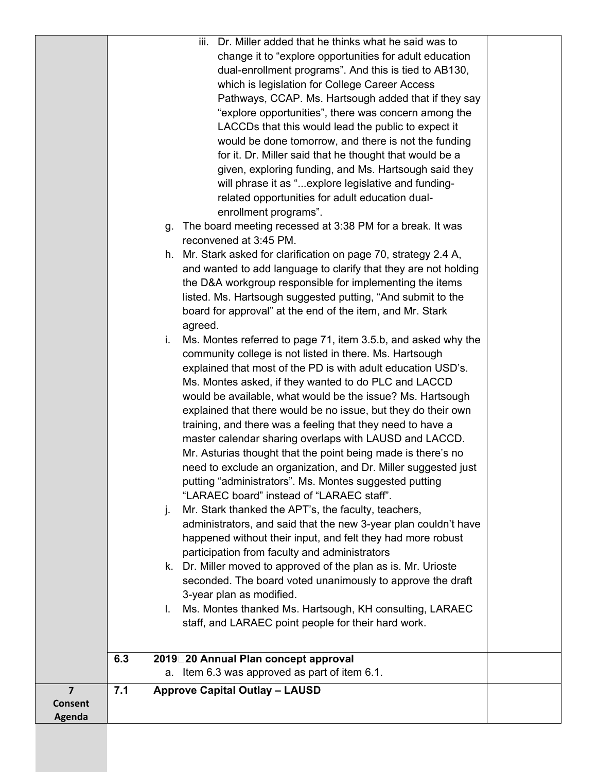| | | |
|---|---|---|
| | iii. Dr. Miller added that he thinks what he said was to change it to “explore opportunities for adult education dual-enrollment programs”. And this is tied to AB130, which is legislation for College Career Access Pathways, CCAP. Ms. Hartsough added that if they say “explore opportunities”, there was concern among the LACCDs that this would lead the public to expect it would be done tomorrow, and there is not the funding for it. Dr. Miller said that he thought that would be a given, exploring funding, and Ms. Hartsough said they will phrase it as “...explore legislative and funding-related opportunities for adult education dual-enrollment programs”.<br>g. The board meeting recessed at 3:38 PM for a break. It was reconvened at 3:45 PM.<br>h. Mr. Stark asked for clarification on page 70, strategy 2.4 A, and wanted to add language to clarify that they are not holding the D&A workgroup responsible for implementing the items listed. Ms. Hartsough suggested putting, “And submit to the board for approval” at the end of the item, and Mr. Stark agreed.<br>i. Ms. Montes referred to page 71, item 3.5.b, and asked why the community college is not listed in there. Ms. Hartsough explained that most of the PD is with adult education USD’s. Ms. Montes asked, if they wanted to do PLC and LACCD would be available, what would be the issue? Ms. Hartsough explained that there would be no issue, but they do their own training, and there was a feeling that they need to have a master calendar sharing overlaps with LAUSD and LACCD. Mr. Asturias thought that the point being made is there’s no need to exclude an organization, and Dr. Miller suggested just putting “administrators”. Ms. Montes suggested putting “LARAEC board” instead of “LARAEC staff”.<br>j. Mr. Stark thanked the APT’s, the faculty, teachers, administrators, and said that the new 3-year plan couldn’t have happened without their input, and felt they had more robust participation from faculty and administrators<br>k. Dr. Miller moved to approved of the plan as is. Mr. Urioste seconded. The board voted unanimously to approve the draft 3-year plan as modified.<br>l. Ms. Montes thanked Ms. Hartsough, KH consulting, LARAEC staff, and LARAEC point people for their hard work. | |
| | **6.3 2019–20 Annual Plan concept approval**<br>a. Item 6.3 was approved as part of item 6.1. | |
| **7 Consent Agenda** | **7.1 Approve Capital Outlay – LAUSD** | |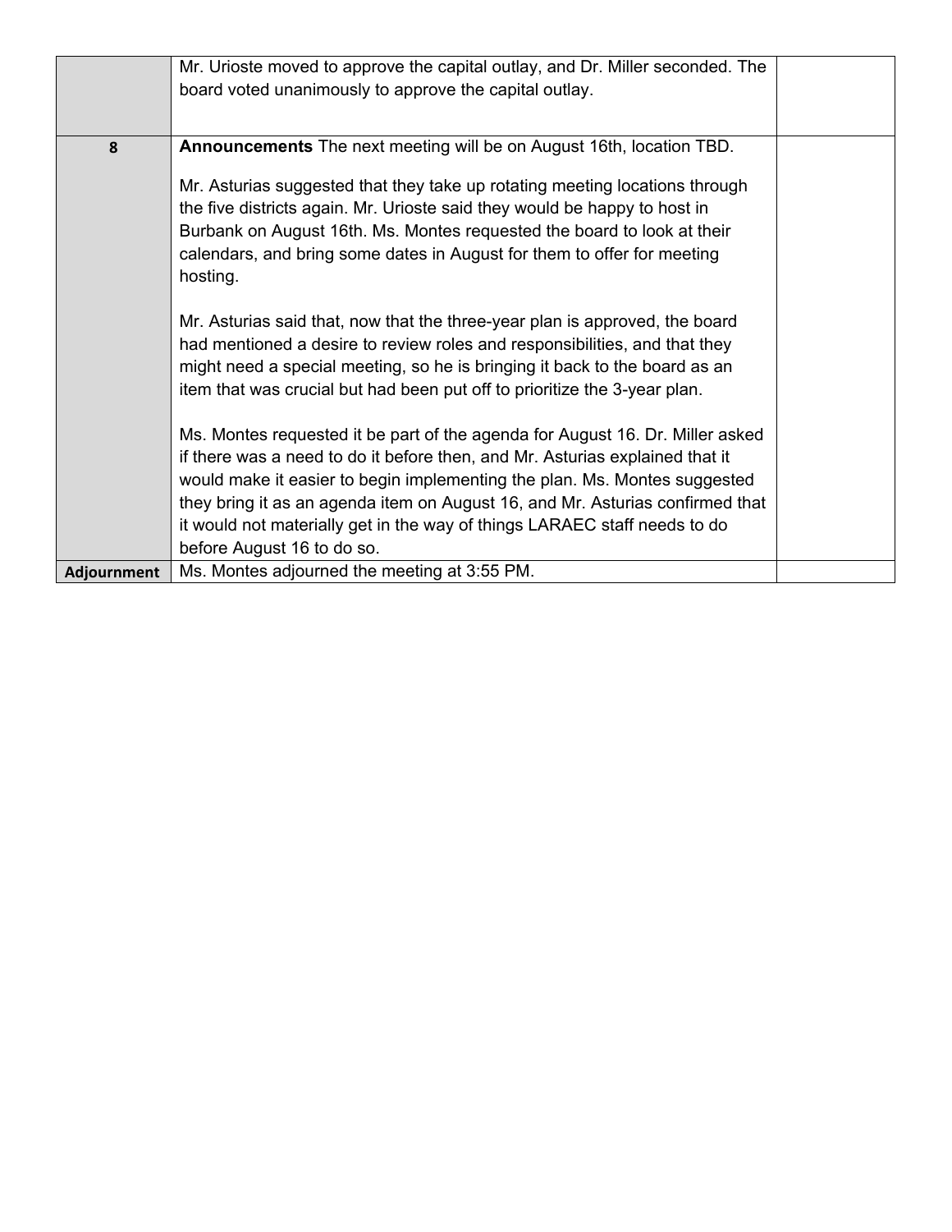| | | |
|---|---|---|
| | Mr. Urioste moved to approve the capital outlay, and Dr. Miller seconded. The board voted unanimously to approve the capital outlay. | |
| **8** | **Announcements** The next meeting will be on August 16th, location TBD.<br><br>Mr. Asturias suggested that they take up rotating meeting locations through the five districts again. Mr. Urioste said they would be happy to host in Burbank on August 16th. Ms. Montes requested the board to look at their calendars, and bring some dates in August for them to offer for meeting hosting.<br><br>Mr. Asturias said that, now that the three-year plan is approved, the board had mentioned a desire to review roles and responsibilities, and that they might need a special meeting, so he is bringing it back to the board as an item that was crucial but had been put off to prioritize the 3-year plan.<br><br>Ms. Montes requested it be part of the agenda for August 16. Dr. Miller asked if there was a need to do it before then, and Mr. Asturias explained that it would make it easier to begin implementing the plan. Ms. Montes suggested they bring it as an agenda item on August 16, and Mr. Asturias confirmed that it would not materially get in the way of things LARAEC staff needs to do before August 16 to do so. | |
| **Adjournment** | Ms. Montes adjourned the meeting at 3:55 PM. | |